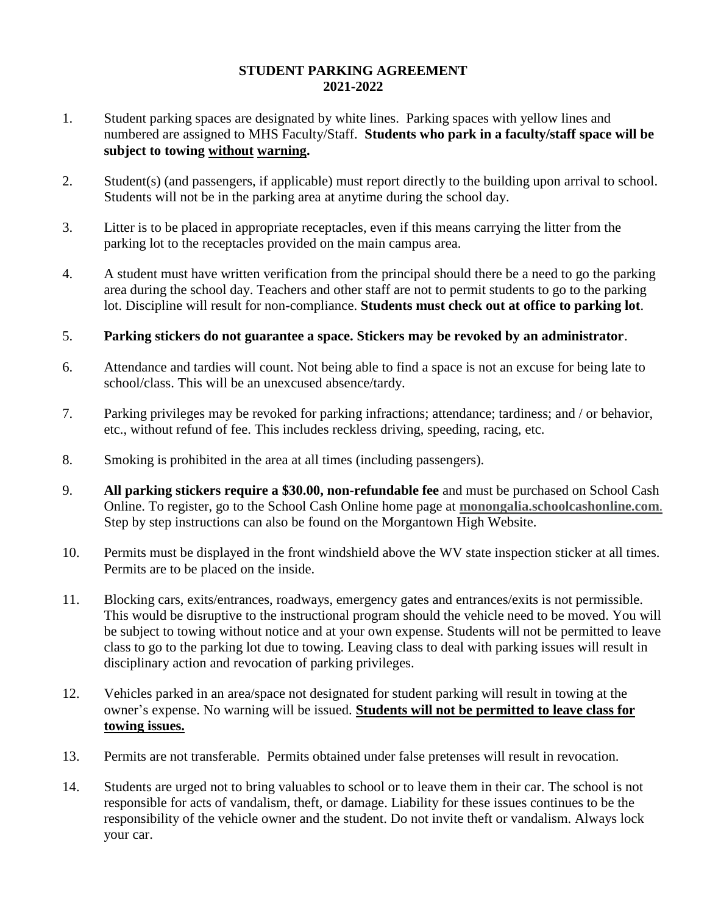# STUDENT PARKING AGREEMENT
# 2021-2022

1. Student parking spaces are designated by white lines. Parking spaces with yellow lines and numbered are assigned to MHS Faculty/Staff. **Students who park in a faculty/staff space will be subject to towing <u>without</u> <u>warning</u>.**

2. Student(s) (and passengers, if applicable) must report directly to the building upon arrival to school. Students will not be in the parking area at anytime during the school day.

3. Litter is to be placed in appropriate receptacles, even if this means carrying the litter from the parking lot to the receptacles provided on the main campus area.

4. A student must have written verification from the principal should there be a need to go the parking area during the school day. Teachers and other staff are not to permit students to go to the parking lot. Discipline will result for non-compliance. **Students must check out at office to parking lot**.

5. **Parking stickers do not guarantee a space. Stickers may be revoked by an administrator**.

6. Attendance and tardies will count. Not being able to find a space is not an excuse for being late to school/class. This will be an unexcused absence/tardy.

7. Parking privileges may be revoked for parking infractions; attendance; tardiness; and / or behavior, etc., without refund of fee. This includes reckless driving, speeding, racing, etc.

8. Smoking is prohibited in the area at all times (including passengers).

9. **All parking stickers require a $30.00, non-refundable fee** and must be purchased on School Cash Online. To register, go to the School Cash Online home page at **monongalia.schoolcashonline.com**. Step by step instructions can also be found on the Morgantown High Website.

10. Permits must be displayed in the front windshield above the WV state inspection sticker at all times. Permits are to be placed on the inside.

11. Blocking cars, exits/entrances, roadways, emergency gates and entrances/exits is not permissible. This would be disruptive to the instructional program should the vehicle need to be moved. You will be subject to towing without notice and at your own expense. Students will not be permitted to leave class to go to the parking lot due to towing. Leaving class to deal with parking issues will result in disciplinary action and revocation of parking privileges.

12. Vehicles parked in an area/space not designated for student parking will result in towing at the owner's expense. No warning will be issued. **<u>Students will not be permitted to leave class for towing issues.</u>**

13. Permits are not transferable. Permits obtained under false pretenses will result in revocation.

14. Students are urged not to bring valuables to school or to leave them in their car. The school is not responsible for acts of vandalism, theft, or damage. Liability for these issues continues to be the responsibility of the vehicle owner and the student. Do not invite theft or vandalism. Always lock your car.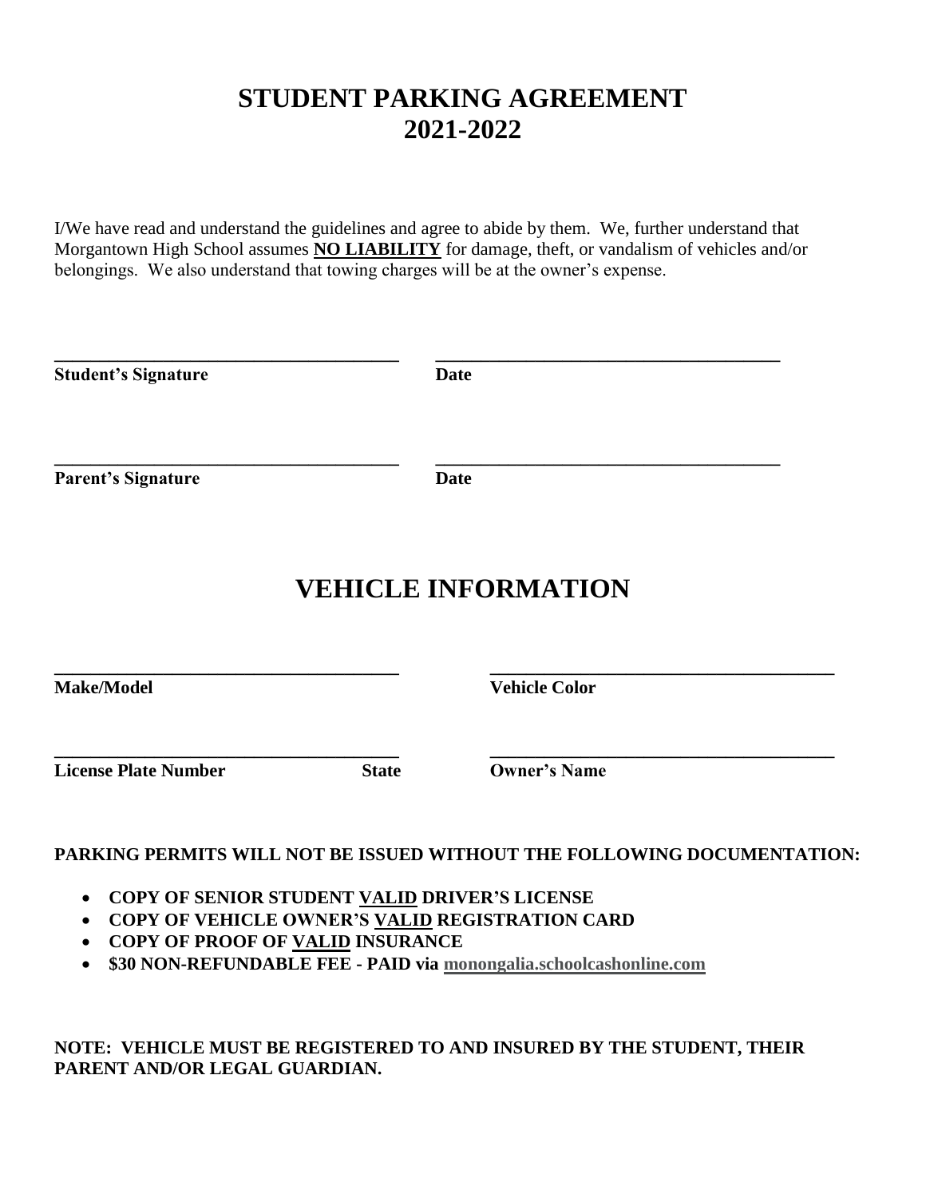# STUDENT PARKING AGREEMENT
# 2021-2022

I/We have read and understand the guidelines and agree to abide by them. We, further understand that Morgantown High School assumes **NO LIABILITY** for damage, theft, or vandalism of vehicles and/or belongings. We also understand that towing charges will be at the owner's expense.

______________________________________ ______________________________________

**Student's Signature** **Date**

______________________________________ ______________________________________

**Parent's Signature** **Date**

## VEHICLE INFORMATION

______________________________________ ______________________________________

**Make/Model** **Vehicle Color**

______________________________________ ______________________________________

**License Plate Number** **State** **Owner's Name**

**PARKING PERMITS WILL NOT BE ISSUED WITHOUT THE FOLLOWING DOCUMENTATION:**

- **COPY OF SENIOR STUDENT VALID DRIVER'S LICENSE**
- **COPY OF VEHICLE OWNER'S VALID REGISTRATION CARD**
- **COPY OF PROOF OF VALID INSURANCE**
- **$30 NON-REFUNDABLE FEE - PAID via monongalia.schoolcashonline.com**

**NOTE: VEHICLE MUST BE REGISTERED TO AND INSURED BY THE STUDENT, THEIR PARENT AND/OR LEGAL GUARDIAN.**